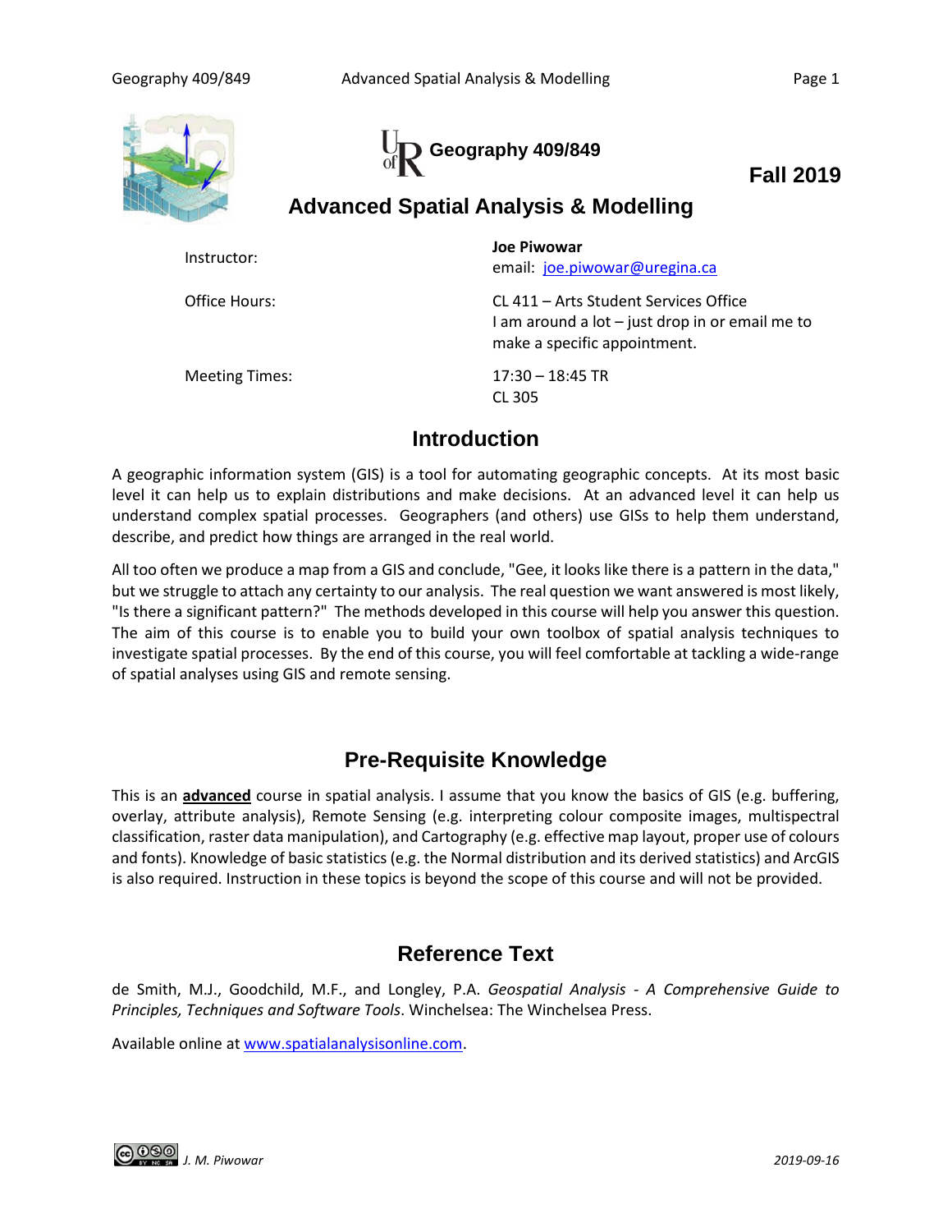# Geography 409/849

**Fall 2019**

## Advanced Spatial Analysis & Modelling

| | |
|---|---|
| Instructor: | **Joe Piwowar**<br>email: joe.piwowar@uregina.ca |
| Office Hours: | CL 411 – Arts Student Services Office<br>I am around a lot – just drop in or email me to make a specific appointment. |
| Meeting Times: | 17:30 – 18:45 TR<br>CL 305 |

## Introduction

A geographic information system (GIS) is a tool for automating geographic concepts. At its most basic level it can help us to explain distributions and make decisions. At an advanced level it can help us understand complex spatial processes. Geographers (and others) use GISs to help them understand, describe, and predict how things are arranged in the real world.

All too often we produce a map from a GIS and conclude, "Gee, it looks like there is a pattern in the data," but we struggle to attach any certainty to our analysis. The real question we want answered is most likely, "Is there a significant pattern?" The methods developed in this course will help you answer this question. The aim of this course is to enable you to build your own toolbox of spatial analysis techniques to investigate spatial processes. By the end of this course, you will feel comfortable at tackling a wide-range of spatial analyses using GIS and remote sensing.

## Pre-Requisite Knowledge

This is an **advanced** course in spatial analysis. I assume that you know the basics of GIS (e.g. buffering, overlay, attribute analysis), Remote Sensing (e.g. interpreting colour composite images, multispectral classification, raster data manipulation), and Cartography (e.g. effective map layout, proper use of colours and fonts). Knowledge of basic statistics (e.g. the Normal distribution and its derived statistics) and ArcGIS is also required. Instruction in these topics is beyond the scope of this course and will not be provided.

## Reference Text

de Smith, M.J., Goodchild, M.F., and Longley, P.A. *Geospatial Analysis - A Comprehensive Guide to Principles, Techniques and Software Tools*. Winchelsea: The Winchelsea Press.

Available online at www.spatialanalysisonline.com.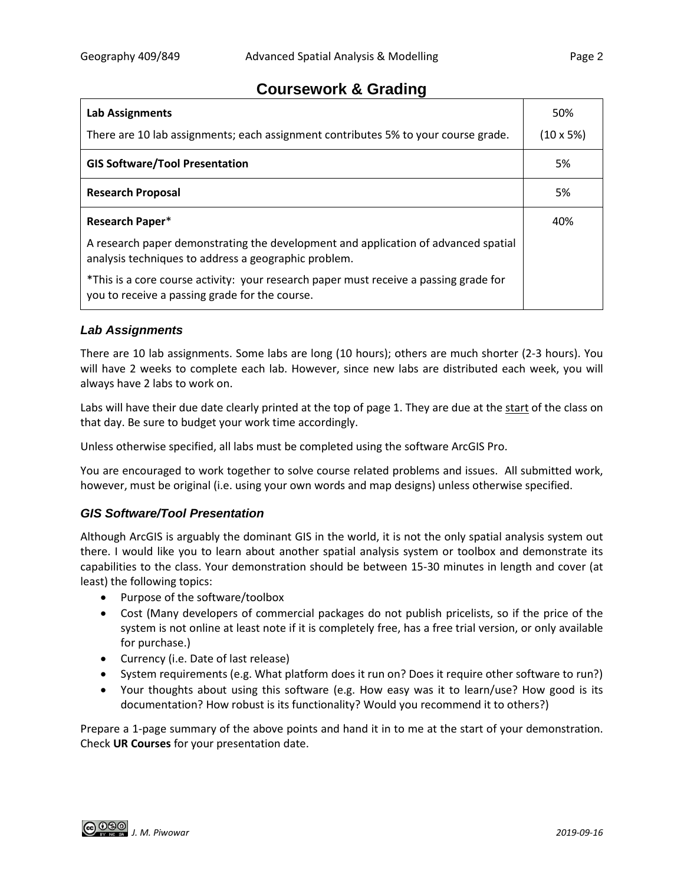# Coursework & Grading

| Component | Weight |
|---|---|
| **Lab Assignments**<br>There are 10 lab assignments; each assignment contributes 5% to your course grade. | 50%<br>(10 x 5%) |
| **GIS Software/Tool Presentation** | 5% |
| **Research Proposal** | 5% |
| **Research Paper***<br>A research paper demonstrating the development and application of advanced spatial analysis techniques to address a geographic problem.<br>*This is a core course activity: your research paper must receive a passing grade for you to receive a passing grade for the course. | 40% |

### *Lab Assignments*

There are 10 lab assignments. Some labs are long (10 hours); others are much shorter (2-3 hours). You will have 2 weeks to complete each lab. However, since new labs are distributed each week, you will always have 2 labs to work on.

Labs will have their due date clearly printed at the top of page 1. They are due at the <u>start</u> of the class on that day. Be sure to budget your work time accordingly.

Unless otherwise specified, all labs must be completed using the software ArcGIS Pro.

You are encouraged to work together to solve course related problems and issues. All submitted work, however, must be original (i.e. using your own words and map designs) unless otherwise specified.

### *GIS Software/Tool Presentation*

Although ArcGIS is arguably the dominant GIS in the world, it is not the only spatial analysis system out there. I would like you to learn about another spatial analysis system or toolbox and demonstrate its capabilities to the class. Your demonstration should be between 15-30 minutes in length and cover (at least) the following topics:

- Purpose of the software/toolbox
- Cost (Many developers of commercial packages do not publish pricelists, so if the price of the system is not online at least note if it is completely free, has a free trial version, or only available for purchase.)
- Currency (i.e. Date of last release)
- System requirements (e.g. What platform does it run on? Does it require other software to run?)
- Your thoughts about using this software (e.g. How easy was it to learn/use? How good is its documentation? How robust is its functionality? Would you recommend it to others?)

Prepare a 1-page summary of the above points and hand it in to me at the start of your demonstration. Check **UR Courses** for your presentation date.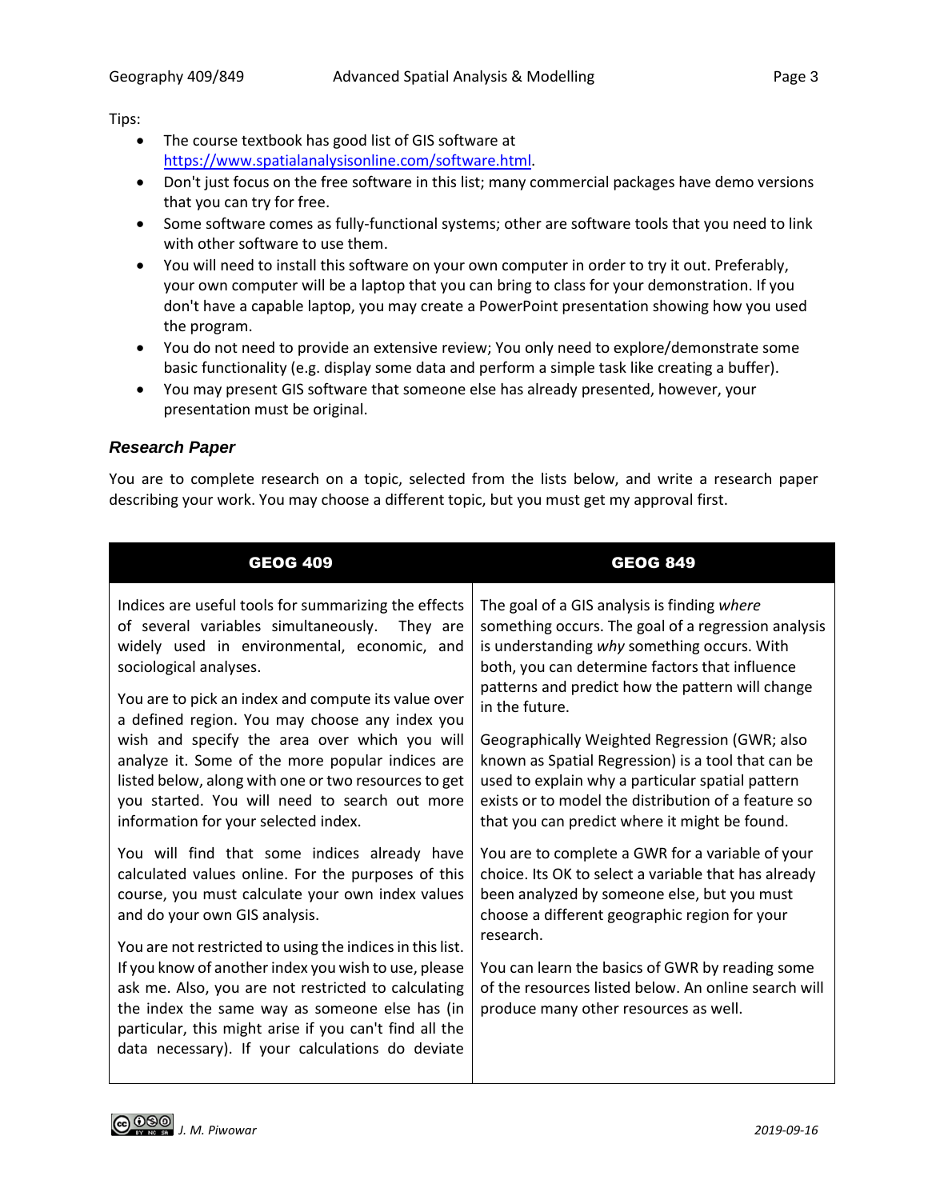Tips:

- The course textbook has good list of GIS software at https://www.spatialanalysisonline.com/software.html.
- Don't just focus on the free software in this list; many commercial packages have demo versions that you can try for free.
- Some software comes as fully-functional systems; other are software tools that you need to link with other software to use them.
- You will need to install this software on your own computer in order to try it out. Preferably, your own computer will be a laptop that you can bring to class for your demonstration. If you don't have a capable laptop, you may create a PowerPoint presentation showing how you used the program.
- You do not need to provide an extensive review; You only need to explore/demonstrate some basic functionality (e.g. display some data and perform a simple task like creating a buffer).
- You may present GIS software that someone else has already presented, however, your presentation must be original.

### *Research Paper*

You are to complete research on a topic, selected from the lists below, and write a research paper describing your work. You may choose a different topic, but you must get my approval first.

| GEOG 409 | GEOG 849 |
|---|---|
| Indices are useful tools for summarizing the effects of several variables simultaneously. They are widely used in environmental, economic, and sociological analyses.<br><br>You are to pick an index and compute its value over a defined region. You may choose any index you wish and specify the area over which you will analyze it. Some of the more popular indices are listed below, along with one or two resources to get you started. You will need to search out more information for your selected index.<br><br>You will find that some indices already have calculated values online. For the purposes of this course, you must calculate your own index values and do your own GIS analysis.<br><br>You are not restricted to using the indices in this list. If you know of another index you wish to use, please ask me. Also, you are not restricted to calculating the index the same way as someone else has (in particular, this might arise if you can't find all the data necessary). If your calculations do deviate | The goal of a GIS analysis is finding *where* something occurs. The goal of a regression analysis is understanding *why* something occurs. With both, you can determine factors that influence patterns and predict how the pattern will change in the future.<br><br>Geographically Weighted Regression (GWR; also known as Spatial Regression) is a tool that can be used to explain why a particular spatial pattern exists or to model the distribution of a feature so that you can predict where it might be found.<br><br>You are to complete a GWR for a variable of your choice. Its OK to select a variable that has already been analyzed by someone else, but you must choose a different geographic region for your research.<br><br>You can learn the basics of GWR by reading some of the resources listed below. An online search will produce many other resources as well. |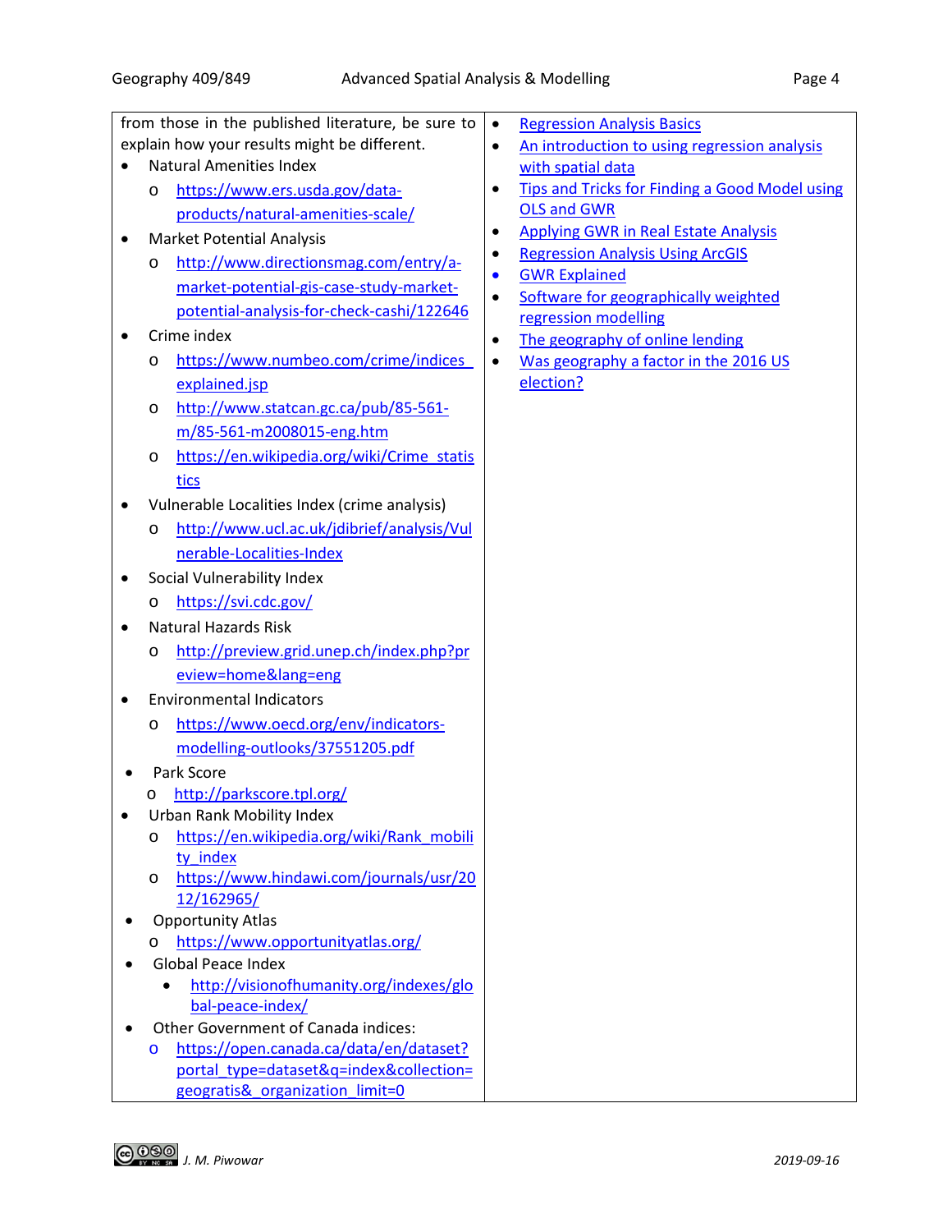from those in the published literature, be sure to explain how your results might be different.

- Natural Amenities Index
  - https://www.ers.usda.gov/data-products/natural-amenities-scale/
- Market Potential Analysis
  - http://www.directionsmag.com/entry/a-market-potential-gis-case-study-market-potential-analysis-for-check-cashi/122646
- Crime index
  - https://www.numbeo.com/crime/indices_explained.jsp
  - http://www.statcan.gc.ca/pub/85-561-m/85-561-m2008015-eng.htm
  - https://en.wikipedia.org/wiki/Crime_statistics
- Vulnerable Localities Index (crime analysis)
  - http://www.ucl.ac.uk/jdibrief/analysis/Vulnerable-Localities-Index
- Social Vulnerability Index
  - https://svi.cdc.gov/
- Natural Hazards Risk
  - http://preview.grid.unep.ch/index.php?preview=home&lang=eng
- Environmental Indicators
  - https://www.oecd.org/env/indicators-modelling-outlooks/37551205.pdf
- Park Score
  - http://parkscore.tpl.org/
- Urban Rank Mobility Index
  - https://en.wikipedia.org/wiki/Rank_mobility_index
  - https://www.hindawi.com/journals/usr/2012/162965/
- Opportunity Atlas
  - https://www.opportunityatlas.org/
- Global Peace Index
  - http://visionofhumanity.org/indexes/global-peace-index/
- Other Government of Canada indices:
  - https://open.canada.ca/data/en/dataset?portal_type=dataset&q=index&collection=geogratis&_organization_limit=0

- Regression Analysis Basics
- An introduction to using regression analysis with spatial data
- Tips and Tricks for Finding a Good Model using OLS and GWR
- Applying GWR in Real Estate Analysis
- Regression Analysis Using ArcGIS
- GWR Explained
- Software for geographically weighted regression modelling
- The geography of online lending
- Was geography a factor in the 2016 US election?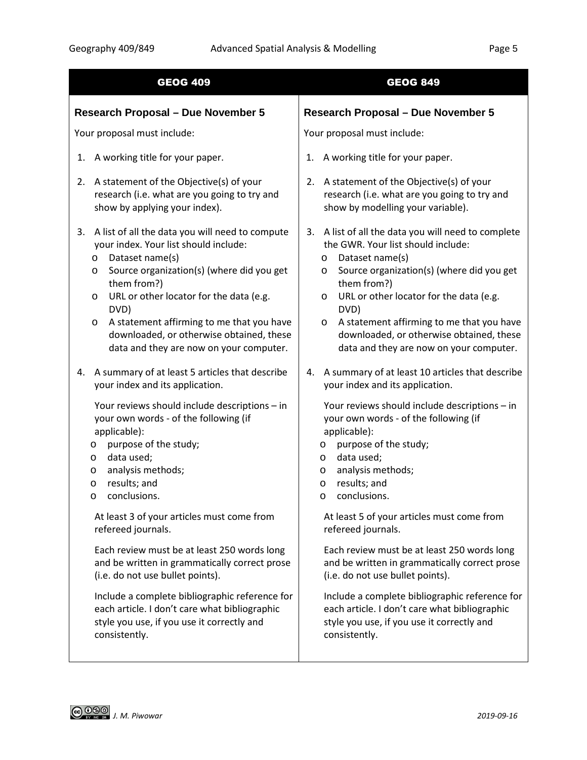| GEOG 409 | GEOG 849 |
| --- | --- |
| **Research Proposal – Due November 5** | **Research Proposal – Due November 5** |
| Your proposal must include: | Your proposal must include: |
| 1. A working title for your paper. | 1. A working title for your paper. |
| 2. A statement of the Objective(s) of your research (i.e. what are you going to try and show by applying your index). | 2. A statement of the Objective(s) of your research (i.e. what are you going to try and show by modelling your variable). |
| 3. A list of all the data you will need to compute your index. Your list should include:<br>o Dataset name(s)<br>o Source organization(s) (where did you get them from?)<br>o URL or other locator for the data (e.g. DVD)<br>o A statement affirming to me that you have downloaded, or otherwise obtained, these data and they are now on your computer. | 3. A list of all the data you will need to complete the GWR. Your list should include:<br>o Dataset name(s)<br>o Source organization(s) (where did you get them from?)<br>o URL or other locator for the data (e.g. DVD)<br>o A statement affirming to me that you have downloaded, or otherwise obtained, these data and they are now on your computer. |
| 4. A summary of at least 5 articles that describe your index and its application.<br><br>Your reviews should include descriptions – in your own words - of the following (if applicable):<br>o purpose of the study;<br>o data used;<br>o analysis methods;<br>o results; and<br>o conclusions.<br><br>At least 3 of your articles must come from refereed journals.<br><br>Each review must be at least 250 words long and be written in grammatically correct prose (i.e. do not use bullet points).<br><br>Include a complete bibliographic reference for each article. I don't care what bibliographic style you use, if you use it correctly and consistently. | 4. A summary of at least 10 articles that describe your index and its application.<br><br>Your reviews should include descriptions – in your own words - of the following (if applicable):<br>o purpose of the study;<br>o data used;<br>o analysis methods;<br>o results; and<br>o conclusions.<br><br>At least 5 of your articles must come from refereed journals.<br><br>Each review must be at least 250 words long and be written in grammatically correct prose (i.e. do not use bullet points).<br><br>Include a complete bibliographic reference for each article. I don't care what bibliographic style you use, if you use it correctly and consistently. |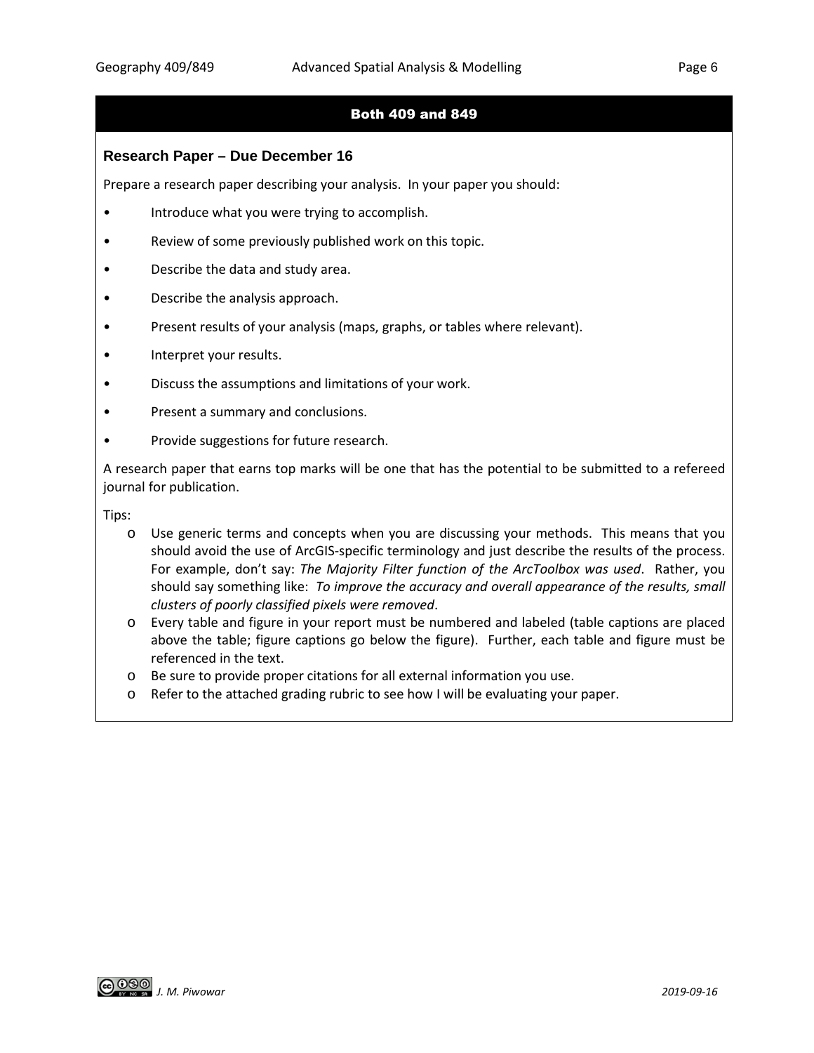## Both 409 and 849

### Research Paper – Due December 16

Prepare a research paper describing your analysis. In your paper you should:

- Introduce what you were trying to accomplish.
- Review of some previously published work on this topic.
- Describe the data and study area.
- Describe the analysis approach.
- Present results of your analysis (maps, graphs, or tables where relevant).
- Interpret your results.
- Discuss the assumptions and limitations of your work.
- Present a summary and conclusions.
- Provide suggestions for future research.

A research paper that earns top marks will be one that has the potential to be submitted to a refereed journal for publication.

Tips:

- Use generic terms and concepts when you are discussing your methods. This means that you should avoid the use of ArcGIS-specific terminology and just describe the results of the process. For example, don't say: *The Majority Filter function of the ArcToolbox was used*. Rather, you should say something like: *To improve the accuracy and overall appearance of the results, small clusters of poorly classified pixels were removed*.
- Every table and figure in your report must be numbered and labeled (table captions are placed above the table; figure captions go below the figure). Further, each table and figure must be referenced in the text.
- Be sure to provide proper citations for all external information you use.
- Refer to the attached grading rubric to see how I will be evaluating your paper.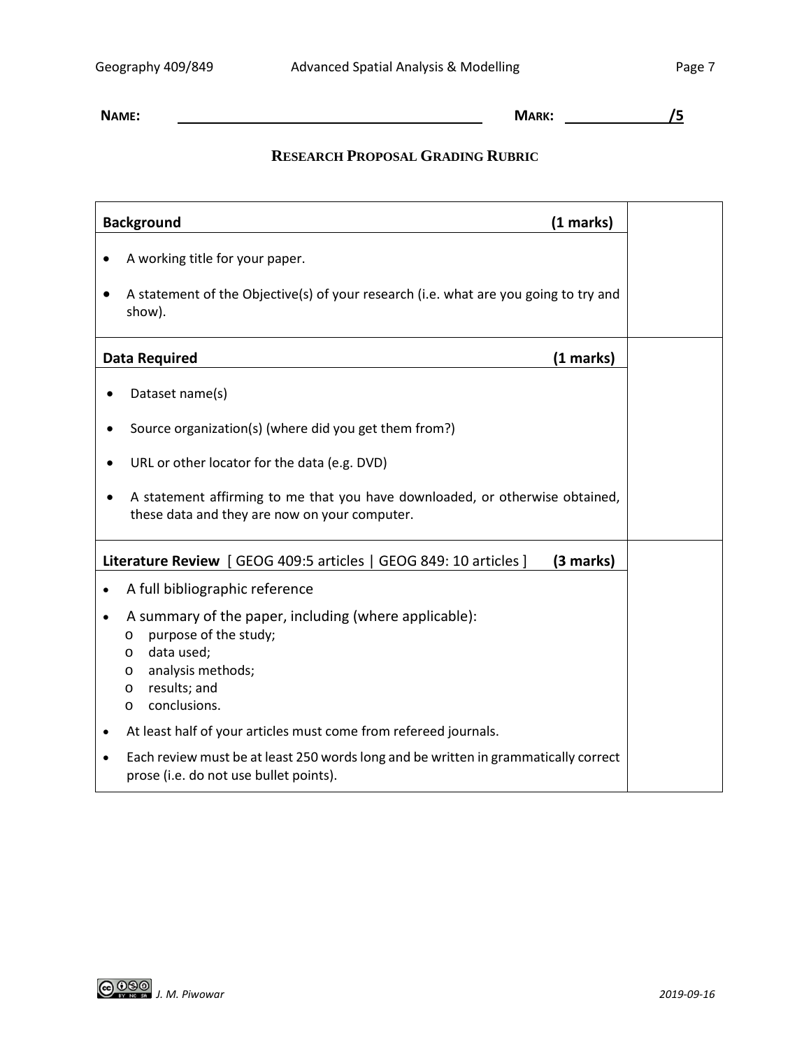**NAME:** ____________________ **MARK:** ________ /5

## RESEARCH PROPOSAL GRADING RUBRIC

| **Background** (1 marks) | |
|---|---|
| • A working title for your paper.<br>• A statement of the Objective(s) of your research (i.e. what are you going to try and show). | |
| **Data Required** (1 marks) | |
| • Dataset name(s)<br>• Source organization(s) (where did you get them from?)<br>• URL or other locator for the data (e.g. DVD)<br>• A statement affirming to me that you have downloaded, or otherwise obtained, these data and they are now on your computer. | |
| **Literature Review** [ GEOG 409:5 articles \| GEOG 849: 10 articles ] (3 marks) | |
| • A full bibliographic reference<br>• A summary of the paper, including (where applicable):<br>  o purpose of the study;<br>  o data used;<br>  o analysis methods;<br>  o results; and<br>  o conclusions.<br>• At least half of your articles must come from refereed journals.<br>• Each review must be at least 250 words long and be written in grammatically correct prose (i.e. do not use bullet points). | |

*J. M. Piwowar* *2019-09-16*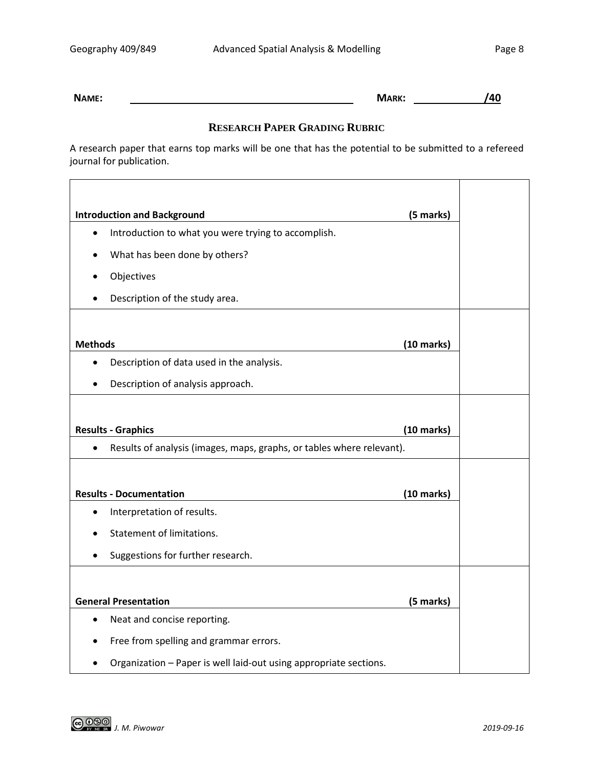**NAME:** ______________________________ **MARK:** __________ **/40**

## RESEARCH PAPER GRADING RUBRIC

A research paper that earns top marks will be one that has the potential to be submitted to a refereed journal for publication.

| Criteria | |
|---|---|
| **Introduction and Background** **(5 marks)**<br>• Introduction to what you were trying to accomplish.<br>• What has been done by others?<br>• Objectives<br>• Description of the study area. | |
| **Methods** **(10 marks)**<br>• Description of data used in the analysis.<br>• Description of analysis approach. | |
| **Results - Graphics** **(10 marks)**<br>• Results of analysis (images, maps, graphs, or tables where relevant). | |
| **Results - Documentation** **(10 marks)**<br>• Interpretation of results.<br>• Statement of limitations.<br>• Suggestions for further research. | |
| **General Presentation** **(5 marks)**<br>• Neat and concise reporting.<br>• Free from spelling and grammar errors.<br>• Organization – Paper is well laid-out using appropriate sections. | |

J. M. Piwowar 2019-09-16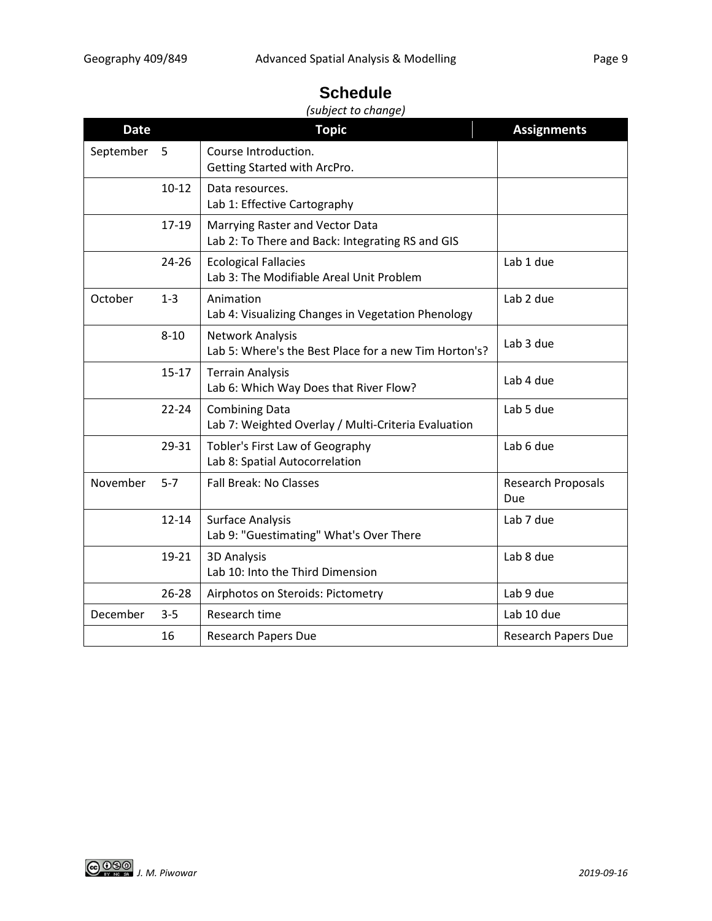# Schedule

*(subject to change)*

| Date | | Topic | Assignments |
|---|---|---|---|
| September | 5 | Course Introduction.<br>Getting Started with ArcPro. | |
| | 10-12 | Data resources.<br>Lab 1: Effective Cartography | |
| | 17-19 | Marrying Raster and Vector Data<br>Lab 2: To There and Back: Integrating RS and GIS | |
| | 24-26 | Ecological Fallacies<br>Lab 3: The Modifiable Areal Unit Problem | Lab 1 due |
| October | 1-3 | Animation<br>Lab 4: Visualizing Changes in Vegetation Phenology | Lab 2 due |
| | 8-10 | Network Analysis<br>Lab 5: Where's the Best Place for a new Tim Horton's? | Lab 3 due |
| | 15-17 | Terrain Analysis<br>Lab 6: Which Way Does that River Flow? | Lab 4 due |
| | 22-24 | Combining Data<br>Lab 7: Weighted Overlay / Multi-Criteria Evaluation | Lab 5 due |
| | 29-31 | Tobler's First Law of Geography<br>Lab 8: Spatial Autocorrelation | Lab 6 due |
| November | 5-7 | Fall Break: No Classes | Research Proposals Due |
| | 12-14 | Surface Analysis<br>Lab 9: "Guestimating" What's Over There | Lab 7 due |
| | 19-21 | 3D Analysis<br>Lab 10: Into the Third Dimension | Lab 8 due |
| | 26-28 | Airphotos on Steroids: Pictometry | Lab 9 due |
| December | 3-5 | Research time | Lab 10 due |
| | 16 | Research Papers Due | Research Papers Due |